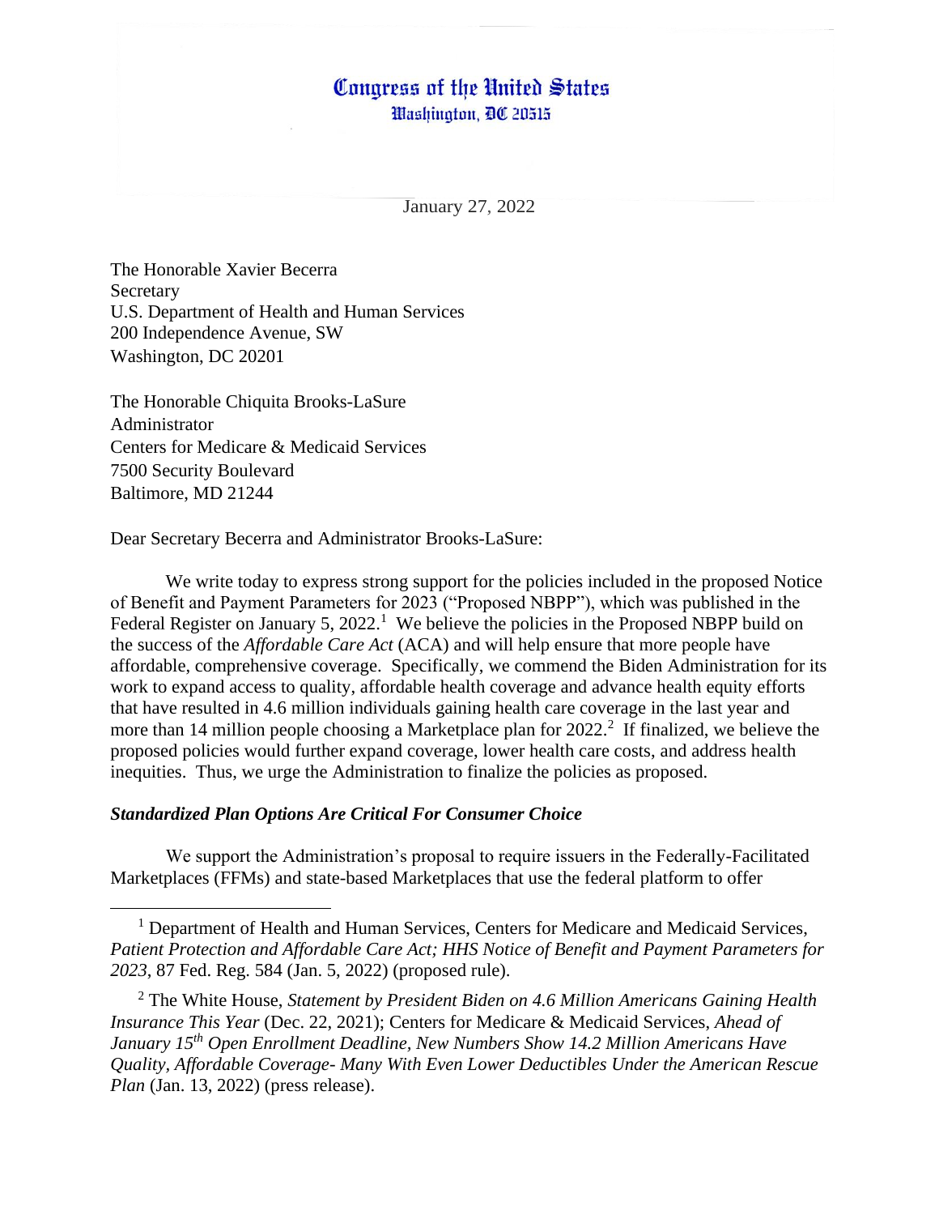# Congress of the United States
Washington, DC 20515

January 27, 2022

The Honorable Xavier Becerra
Secretary
U.S. Department of Health and Human Services
200 Independence Avenue, SW
Washington, DC 20201

The Honorable Chiquita Brooks-LaSure
Administrator
Centers for Medicare & Medicaid Services
7500 Security Boulevard
Baltimore, MD 21244

Dear Secretary Becerra and Administrator Brooks-LaSure:

We write today to express strong support for the policies included in the proposed Notice of Benefit and Payment Parameters for 2023 ("Proposed NBPP"), which was published in the Federal Register on January 5, 2022.[1] We believe the policies in the Proposed NBPP build on the success of the *Affordable Care Act* (ACA) and will help ensure that more people have affordable, comprehensive coverage. Specifically, we commend the Biden Administration for its work to expand access to quality, affordable health coverage and advance health equity efforts that have resulted in 4.6 million individuals gaining health care coverage in the last year and more than 14 million people choosing a Marketplace plan for 2022.[2] If finalized, we believe the proposed policies would further expand coverage, lower health care costs, and address health inequities. Thus, we urge the Administration to finalize the policies as proposed.

***Standardized Plan Options Are Critical For Consumer Choice***

We support the Administration's proposal to require issuers in the Federally-Facilitated Marketplaces (FFMs) and state-based Marketplaces that use the federal platform to offer

---

[1] Department of Health and Human Services, Centers for Medicare and Medicaid Services, *Patient Protection and Affordable Care Act; HHS Notice of Benefit and Payment Parameters for 2023*, 87 Fed. Reg. 584 (Jan. 5, 2022) (proposed rule).

[2] The White House, *Statement by President Biden on 4.6 Million Americans Gaining Health Insurance This Year* (Dec. 22, 2021); Centers for Medicare & Medicaid Services, *Ahead of January 15th Open Enrollment Deadline, New Numbers Show 14.2 Million Americans Have Quality, Affordable Coverage- Many With Even Lower Deductibles Under the American Rescue Plan* (Jan. 13, 2022) (press release).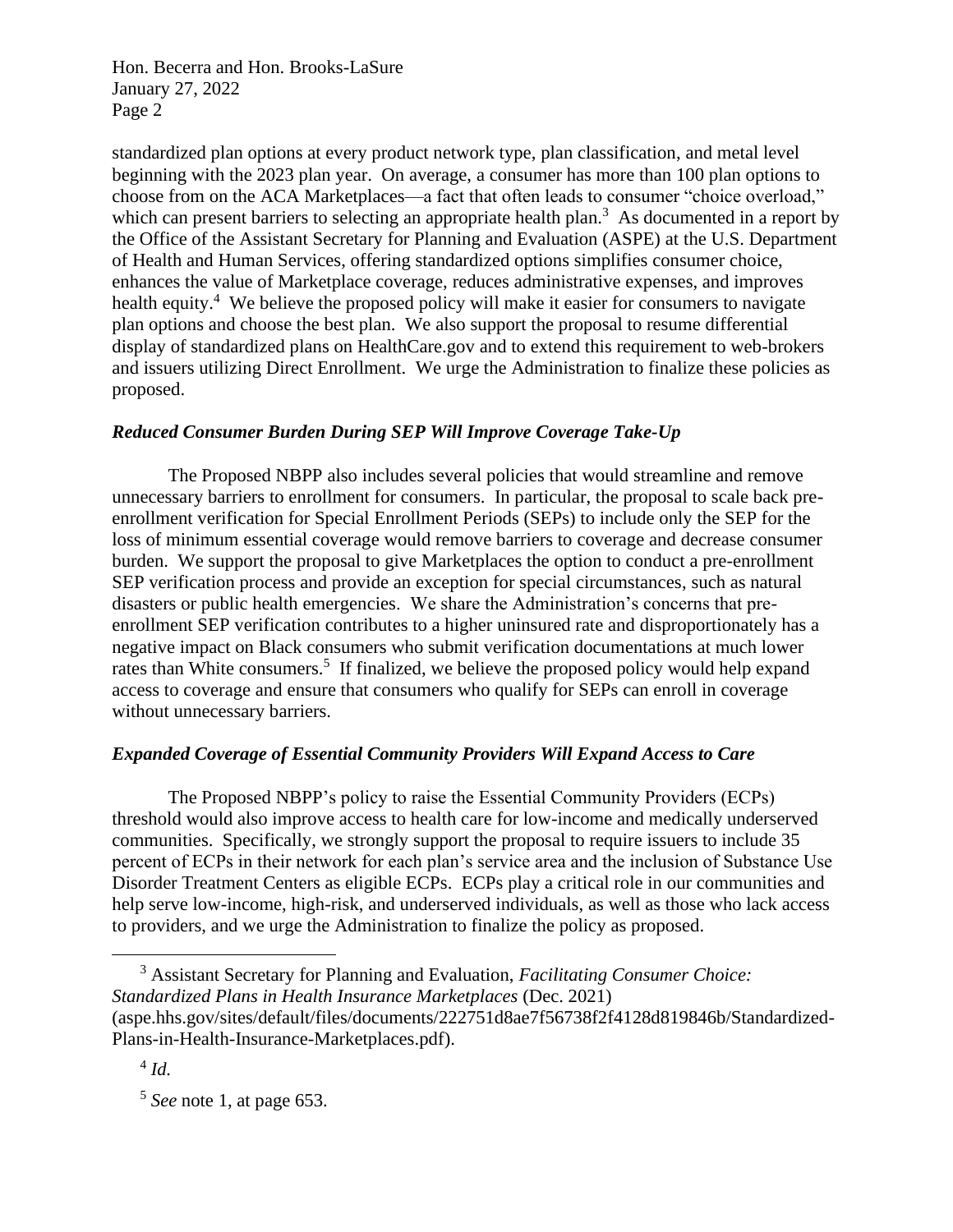standardized plan options at every product network type, plan classification, and metal level beginning with the 2023 plan year. On average, a consumer has more than 100 plan options to choose from on the ACA Marketplaces—a fact that often leads to consumer "choice overload," which can present barriers to selecting an appropriate health plan.[3] As documented in a report by the Office of the Assistant Secretary for Planning and Evaluation (ASPE) at the U.S. Department of Health and Human Services, offering standardized options simplifies consumer choice, enhances the value of Marketplace coverage, reduces administrative expenses, and improves health equity.[4] We believe the proposed policy will make it easier for consumers to navigate plan options and choose the best plan. We also support the proposal to resume differential display of standardized plans on HealthCare.gov and to extend this requirement to web-brokers and issuers utilizing Direct Enrollment. We urge the Administration to finalize these policies as proposed.

***Reduced Consumer Burden During SEP Will Improve Coverage Take-Up***

The Proposed NBPP also includes several policies that would streamline and remove unnecessary barriers to enrollment for consumers. In particular, the proposal to scale back pre-enrollment verification for Special Enrollment Periods (SEPs) to include only the SEP for the loss of minimum essential coverage would remove barriers to coverage and decrease consumer burden. We support the proposal to give Marketplaces the option to conduct a pre-enrollment SEP verification process and provide an exception for special circumstances, such as natural disasters or public health emergencies. We share the Administration's concerns that pre-enrollment SEP verification contributes to a higher uninsured rate and disproportionately has a negative impact on Black consumers who submit verification documentations at much lower rates than White consumers.[5] If finalized, we believe the proposed policy would help expand access to coverage and ensure that consumers who qualify for SEPs can enroll in coverage without unnecessary barriers.

***Expanded Coverage of Essential Community Providers Will Expand Access to Care***

The Proposed NBPP's policy to raise the Essential Community Providers (ECPs) threshold would also improve access to health care for low-income and medically underserved communities. Specifically, we strongly support the proposal to require issuers to include 35 percent of ECPs in their network for each plan's service area and the inclusion of Substance Use Disorder Treatment Centers as eligible ECPs. ECPs play a critical role in our communities and help serve low-income, high-risk, and underserved individuals, as well as those who lack access to providers, and we urge the Administration to finalize the policy as proposed.

---

[3] Assistant Secretary for Planning and Evaluation, *Facilitating Consumer Choice: Standardized Plans in Health Insurance Marketplaces* (Dec. 2021) (aspe.hhs.gov/sites/default/files/documents/222751d8ae7f56738f2f4128d819846b/Standardized-Plans-in-Health-Insurance-Marketplaces.pdf).

[4] *Id.*

[5] *See* note 1, at page 653.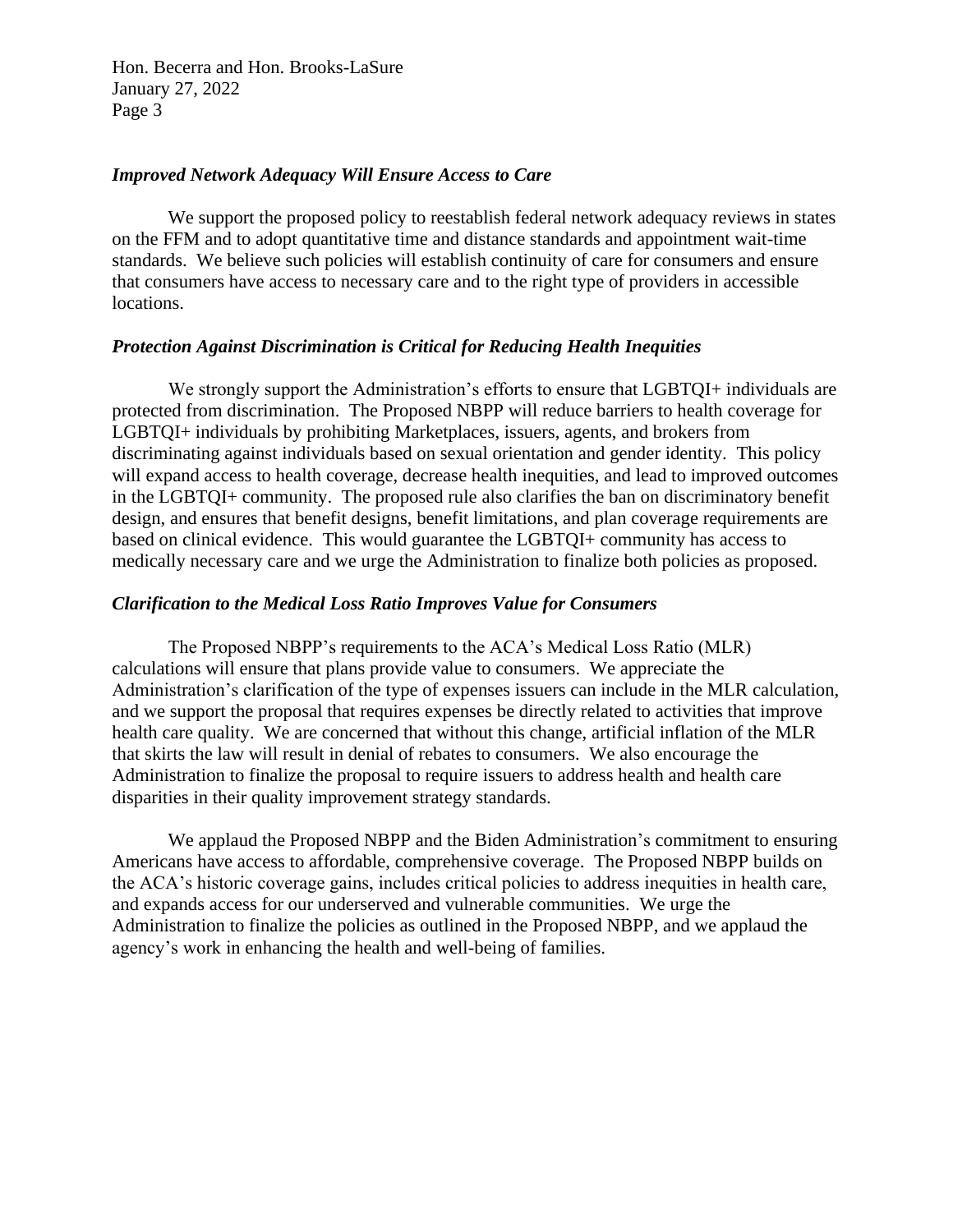***Improved Network Adequacy Will Ensure Access to Care***

We support the proposed policy to reestablish federal network adequacy reviews in states on the FFM and to adopt quantitative time and distance standards and appointment wait-time standards. We believe such policies will establish continuity of care for consumers and ensure that consumers have access to necessary care and to the right type of providers in accessible locations.

***Protection Against Discrimination is Critical for Reducing Health Inequities***

We strongly support the Administration's efforts to ensure that LGBTQI+ individuals are protected from discrimination. The Proposed NBPP will reduce barriers to health coverage for LGBTQI+ individuals by prohibiting Marketplaces, issuers, agents, and brokers from discriminating against individuals based on sexual orientation and gender identity. This policy will expand access to health coverage, decrease health inequities, and lead to improved outcomes in the LGBTQI+ community. The proposed rule also clarifies the ban on discriminatory benefit design, and ensures that benefit designs, benefit limitations, and plan coverage requirements are based on clinical evidence. This would guarantee the LGBTQI+ community has access to medically necessary care and we urge the Administration to finalize both policies as proposed.

***Clarification to the Medical Loss Ratio Improves Value for Consumers***

The Proposed NBPP's requirements to the ACA's Medical Loss Ratio (MLR) calculations will ensure that plans provide value to consumers. We appreciate the Administration's clarification of the type of expenses issuers can include in the MLR calculation, and we support the proposal that requires expenses be directly related to activities that improve health care quality. We are concerned that without this change, artificial inflation of the MLR that skirts the law will result in denial of rebates to consumers. We also encourage the Administration to finalize the proposal to require issuers to address health and health care disparities in their quality improvement strategy standards.

We applaud the Proposed NBPP and the Biden Administration's commitment to ensuring Americans have access to affordable, comprehensive coverage. The Proposed NBPP builds on the ACA's historic coverage gains, includes critical policies to address inequities in health care, and expands access for our underserved and vulnerable communities. We urge the Administration to finalize the policies as outlined in the Proposed NBPP, and we applaud the agency's work in enhancing the health and well-being of families.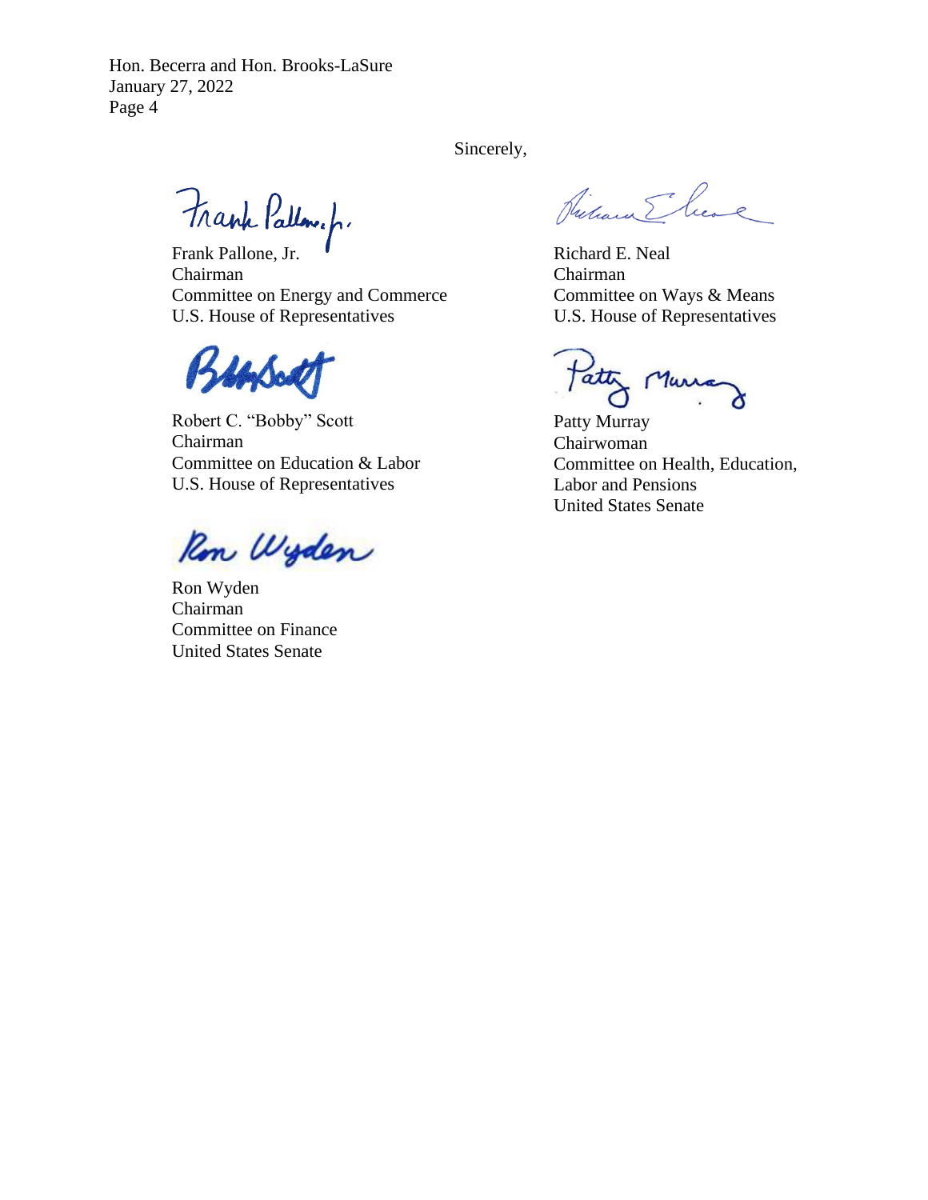Sincerely,

Frank Pallone, Jr.
Chairman
Committee on Energy and Commerce
U.S. House of Representatives

Richard E. Neal
Chairman
Committee on Ways & Means
U.S. House of Representatives

Robert C. "Bobby" Scott
Chairman
Committee on Education & Labor
U.S. House of Representatives

Patty Murray
Chairwoman
Committee on Health, Education, Labor and Pensions
United States Senate

Ron Wyden
Chairman
Committee on Finance
United States Senate